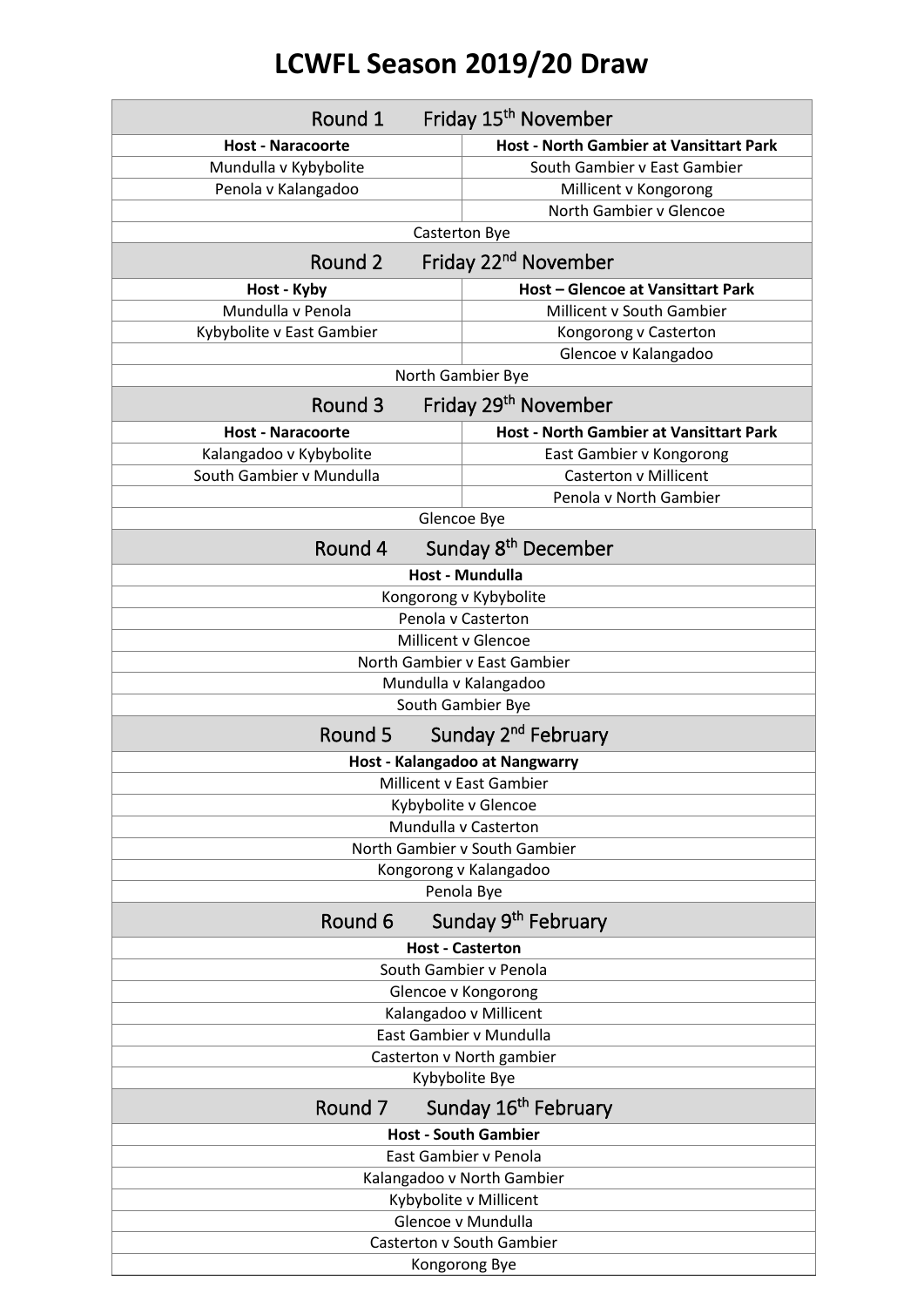# LCWFL Season 2019/20 Draw

| Round 1 Friday 15th November | |
|---|---|
| **Host - Naracoorte** | **Host - North Gambier at Vansittart Park** |
| Mundulla v Kybybolite | South Gambier v East Gambier |
| Penola v Kalangadoo | Millicent v Kongorong |
| | North Gambier v Glencoe |
| Casterton Bye | |
| **Round 2 Friday 22nd November** | |
| **Host - Kyby** | **Host – Glencoe at Vansittart Park** |
| Mundulla v Penola | Millicent v South Gambier |
| Kybybolite v East Gambier | Kongorong v Casterton |
| | Glencoe v Kalangadoo |
| North Gambier Bye | |
| **Round 3 Friday 29th November** | |
| **Host - Naracoorte** | **Host - North Gambier at Vansittart Park** |
| Kalangadoo v Kybybolite | East Gambier v Kongorong |
| South Gambier v Mundulla | Casterton v Millicent |
| | Penola v North Gambier |
| Glencoe Bye | |

| Round 4 Sunday 8th December |
|---|
| **Host - Mundulla** |
| Kongorong v Kybybolite |
| Penola v Casterton |
| Millicent v Glencoe |
| North Gambier v East Gambier |
| Mundulla v Kalangadoo |
| South Gambier Bye |
| **Round 5 Sunday 2nd February** |
| **Host - Kalangadoo at Nangwarry** |
| Millicent v East Gambier |
| Kybybolite v Glencoe |
| Mundulla v Casterton |
| North Gambier v South Gambier |
| Kongorong v Kalangadoo |
| Penola Bye |
| **Round 6 Sunday 9th February** |
| **Host - Casterton** |
| South Gambier v Penola |
| Glencoe v Kongorong |
| Kalangadoo v Millicent |
| East Gambier v Mundulla |
| Casterton v North gambier |
| Kybybolite Bye |
| **Round 7 Sunday 16th February** |
| **Host - South Gambier** |
| East Gambier v Penola |
| Kalangadoo v North Gambier |
| Kybybolite v Millicent |
| Glencoe v Mundulla |
| Casterton v South Gambier |
| Kongorong Bye |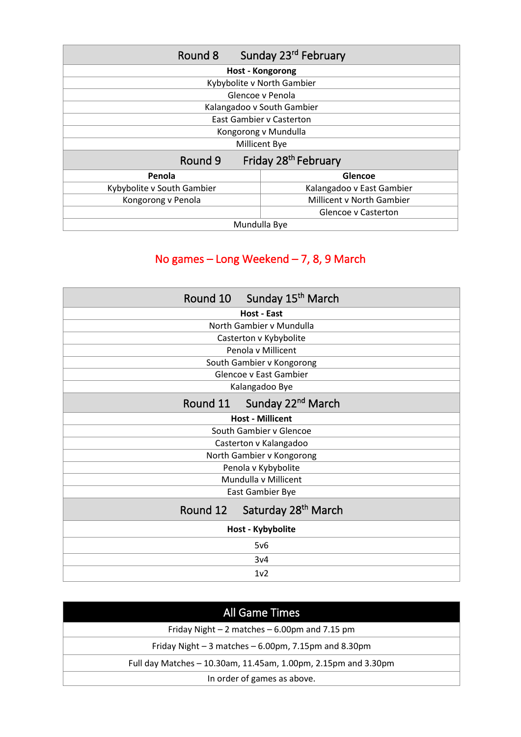| Round 8 Sunday 23rd February |
|---|
| **Host - Kongorong** |
| Kybybolite v North Gambier |
| Glencoe v Penola |
| Kalangadoo v South Gambier |
| East Gambier v Casterton |
| Kongorong v Mundulla |
| Millicent Bye |

| Round 9 Friday 28th February | |
|---|---|
| **Penola** | **Glencoe** |
| Kybybolite v South Gambier | Kalangadoo v East Gambier |
| Kongorong v Penola | Millicent v North Gambier |
| | Glencoe v Casterton |
| Mundulla Bye | |

## No games – Long Weekend – 7, 8, 9 March

| Round 10 Sunday 15th March |
|---|
| **Host - East** |
| North Gambier v Mundulla |
| Casterton v Kybybolite |
| Penola v Millicent |
| South Gambier v Kongorong |
| Glencoe v East Gambier |
| Kalangadoo Bye |
| **Round 11 Sunday 22nd March** |
| **Host - Millicent** |
| South Gambier v Glencoe |
| Casterton v Kalangadoo |
| North Gambier v Kongorong |
| Penola v Kybybolite |
| Mundulla v Millicent |
| East Gambier Bye |
| **Round 12 Saturday 28th March** |
| **Host - Kybybolite** |
| 5v6 |
| 3v4 |
| 1v2 |

| All Game Times |
|---|
| Friday Night – 2 matches – 6.00pm and 7.15 pm |
| Friday Night – 3 matches – 6.00pm, 7.15pm and 8.30pm |
| Full day Matches – 10.30am, 11.45am, 1.00pm, 2.15pm and 3.30pm |
| In order of games as above. |